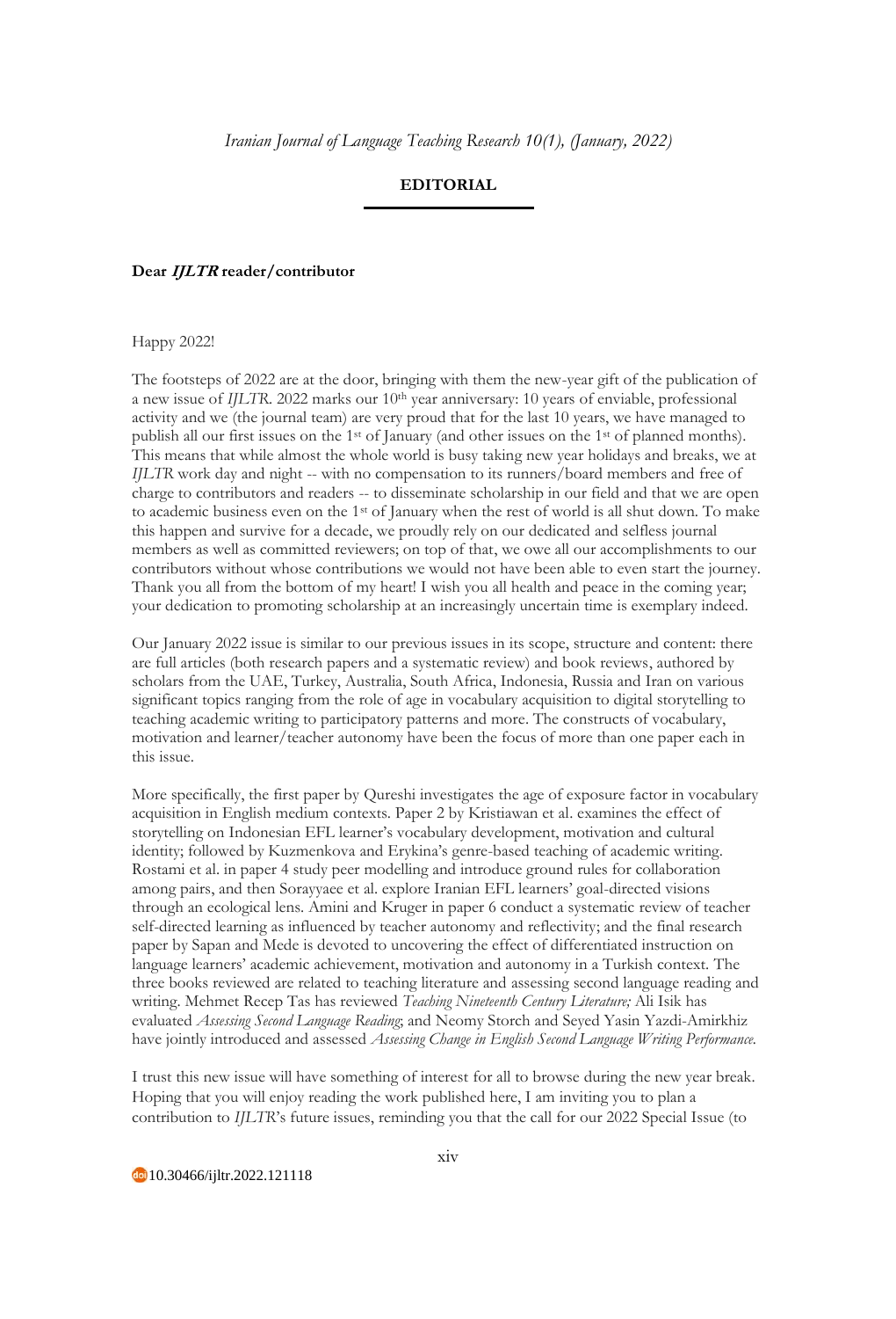# EDITORIAL

**Dear *IJLTR* reader/contributor**

Happy 2022!

The footsteps of 2022 are at the door, bringing with them the new-year gift of the publication of a new issue of *IJLTR*. 2022 marks our 10th year anniversary: 10 years of enviable, professional activity and we (the journal team) are very proud that for the last 10 years, we have managed to publish all our first issues on the 1st of January (and other issues on the 1st of planned months). This means that while almost the whole world is busy taking new year holidays and breaks, we at *IJLTR* work day and night -- with no compensation to its runners/board members and free of charge to contributors and readers -- to disseminate scholarship in our field and that we are open to academic business even on the 1st of January when the rest of world is all shut down. To make this happen and survive for a decade, we proudly rely on our dedicated and selfless journal members as well as committed reviewers; on top of that, we owe all our accomplishments to our contributors without whose contributions we would not have been able to even start the journey. Thank you all from the bottom of my heart! I wish you all health and peace in the coming year; your dedication to promoting scholarship at an increasingly uncertain time is exemplary indeed.

Our January 2022 issue is similar to our previous issues in its scope, structure and content: there are full articles (both research papers and a systematic review) and book reviews, authored by scholars from the UAE, Turkey, Australia, South Africa, Indonesia, Russia and Iran on various significant topics ranging from the role of age in vocabulary acquisition to digital storytelling to teaching academic writing to participatory patterns and more. The constructs of vocabulary, motivation and learner/teacher autonomy have been the focus of more than one paper each in this issue.

More specifically, the first paper by Qureshi investigates the age of exposure factor in vocabulary acquisition in English medium contexts. Paper 2 by Kristiawan et al. examines the effect of storytelling on Indonesian EFL learner's vocabulary development, motivation and cultural identity; followed by Kuzmenkova and Erykina's genre-based teaching of academic writing. Rostami et al. in paper 4 study peer modelling and introduce ground rules for collaboration among pairs, and then Sorayyaee et al. explore Iranian EFL learners' goal-directed visions through an ecological lens. Amini and Kruger in paper 6 conduct a systematic review of teacher self-directed learning as influenced by teacher autonomy and reflectivity; and the final research paper by Sapan and Mede is devoted to uncovering the effect of differentiated instruction on language learners' academic achievement, motivation and autonomy in a Turkish context. The three books reviewed are related to teaching literature and assessing second language reading and writing. Mehmet Recep Tas has reviewed *Teaching Nineteenth Century Literature;* Ali Isik has evaluated *Assessing Second Language Reading*; and Neomy Storch and Seyed Yasin Yazdi-Amirkhiz have jointly introduced and assessed *Assessing Change in English Second Language Writing Performance.*

I trust this new issue will have something of interest for all to browse during the new year break. Hoping that you will enjoy reading the work published here, I am inviting you to plan a contribution to *IJLTR*'s future issues, reminding you that the call for our 2022 Special Issue (to

10.30466/ijltr.2022.121118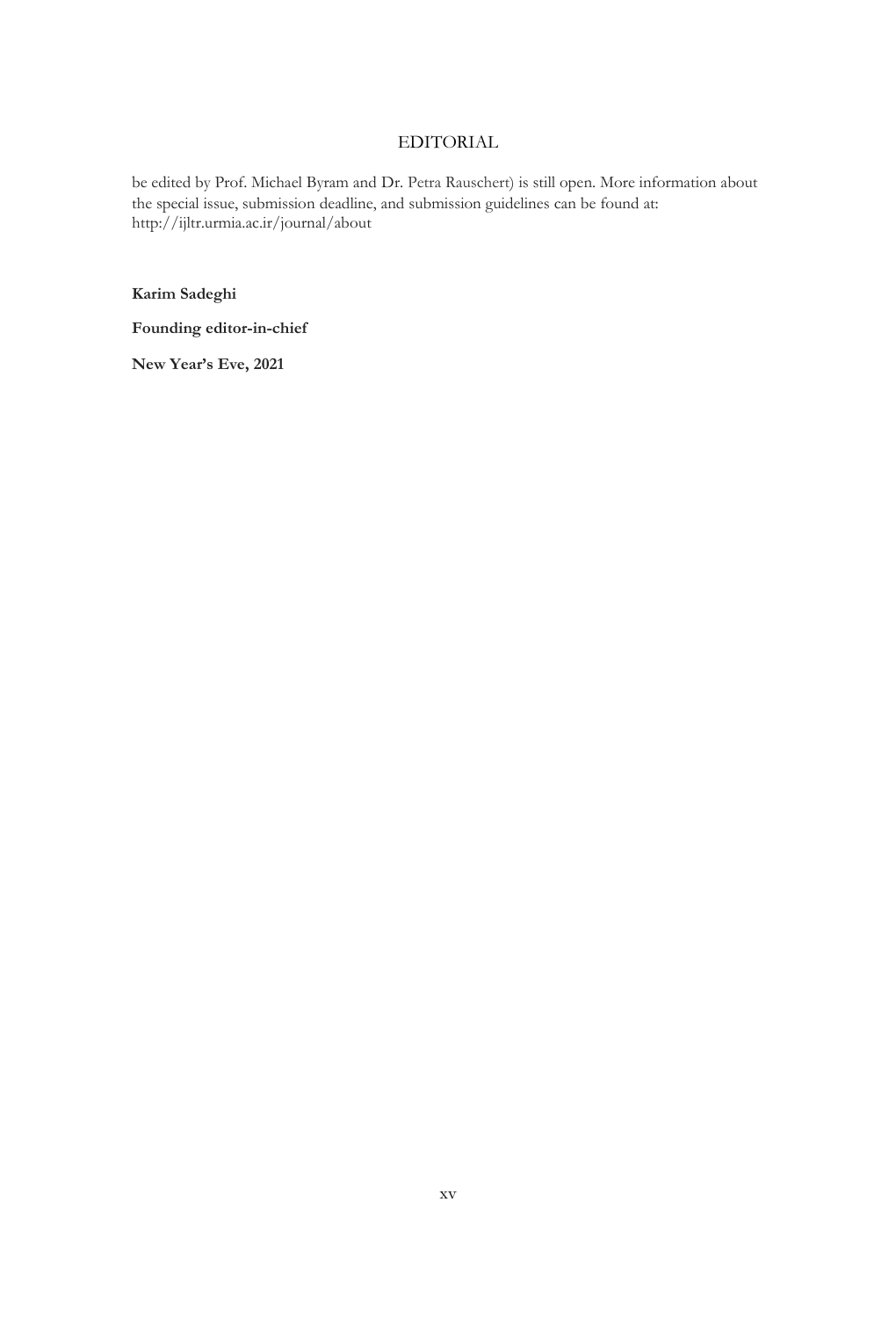be edited by Prof. Michael Byram and Dr. Petra Rauschert) is still open. More information about the special issue, submission deadline, and submission guidelines can be found at: http://ijltr.urmia.ac.ir/journal/about

**Karim Sadeghi**

**Founding editor-in-chief**

**New Year's Eve, 2021**